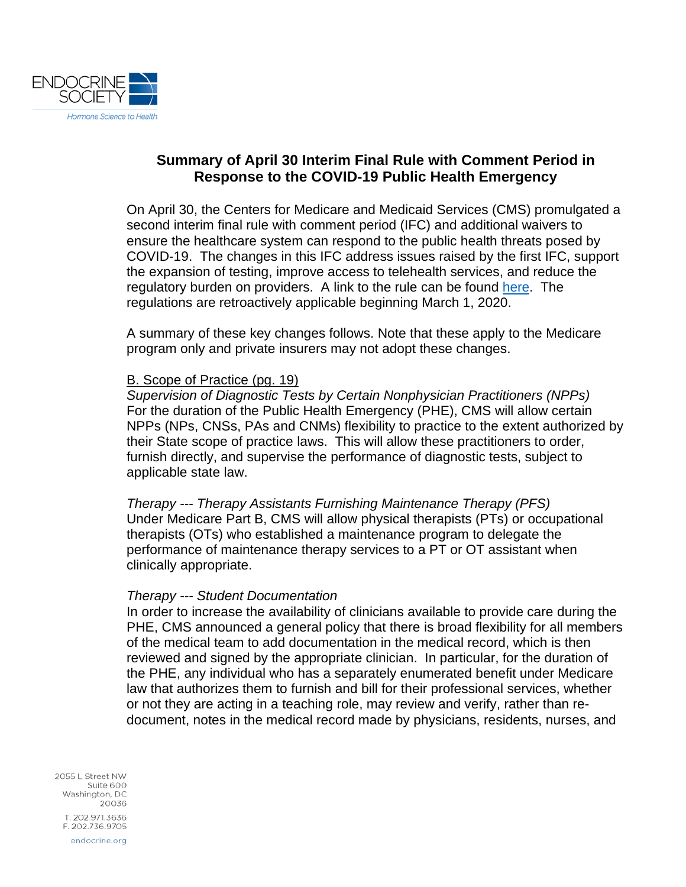## Summary of April 30 Interim Final Rule with Comment Period in Response to the COVID-19 Public Health Emergency

On April 30, the Centers for Medicare and Medicaid Services (CMS) promulgated a second interim final rule with comment period (IFC) and additional waivers to ensure the healthcare system can respond to the public health threats posed by COVID-19. The changes in this IFC address issues raised by the first IFC, support the expansion of testing, improve access to telehealth services, and reduce the regulatory burden on providers. A link to the rule can be found here. The regulations are retroactively applicable beginning March 1, 2020.

A summary of these key changes follows. Note that these apply to the Medicare program only and private insurers may not adopt these changes.

<u>B. Scope of Practice (pg. 19)</u>

*Supervision of Diagnostic Tests by Certain Nonphysician Practitioners (NPPs)*
For the duration of the Public Health Emergency (PHE), CMS will allow certain NPPs (NPs, CNSs, PAs and CNMs) flexibility to practice to the extent authorized by their State scope of practice laws. This will allow these practitioners to order, furnish directly, and supervise the performance of diagnostic tests, subject to applicable state law.

*Therapy --- Therapy Assistants Furnishing Maintenance Therapy (PFS)*
Under Medicare Part B, CMS will allow physical therapists (PTs) or occupational therapists (OTs) who established a maintenance program to delegate the performance of maintenance therapy services to a PT or OT assistant when clinically appropriate.

*Therapy --- Student Documentation*
In order to increase the availability of clinicians available to provide care during the PHE, CMS announced a general policy that there is broad flexibility for all members of the medical team to add documentation in the medical record, which is then reviewed and signed by the appropriate clinician. In particular, for the duration of the PHE, any individual who has a separately enumerated benefit under Medicare law that authorizes them to furnish and bill for their professional services, whether or not they are acting in a teaching role, may review and verify, rather than re-document, notes in the medical record made by physicians, residents, nurses, and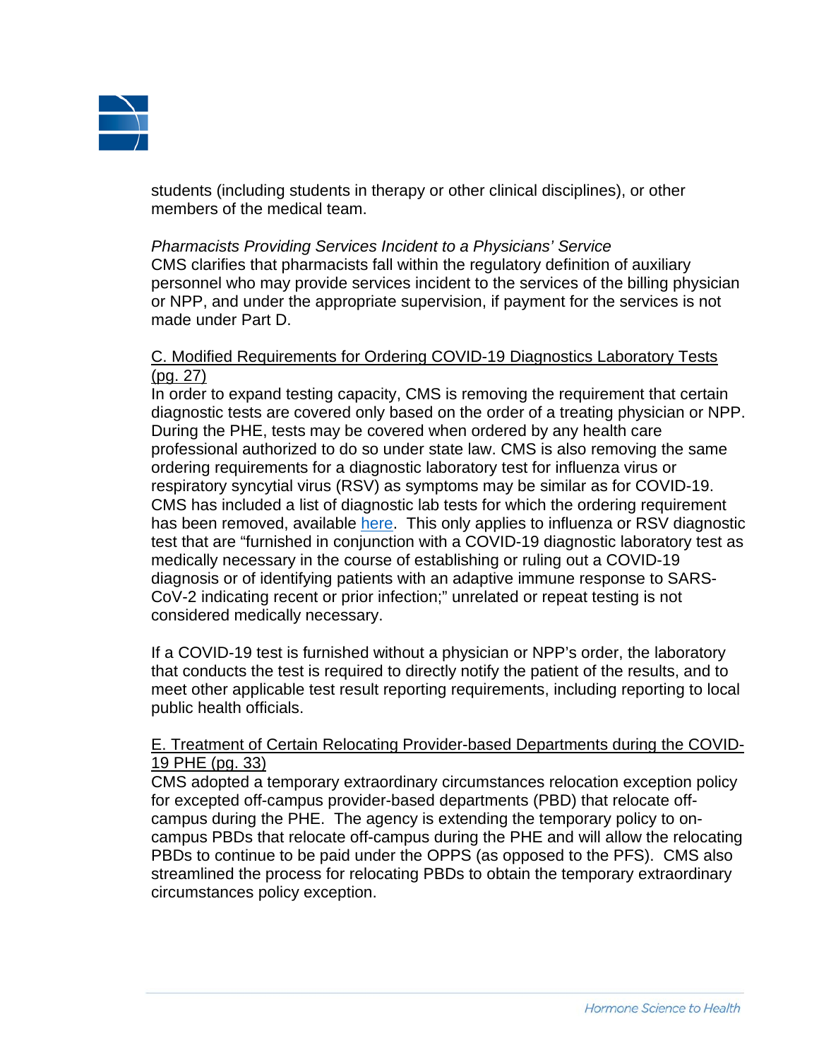students (including students in therapy or other clinical disciplines), or other members of the medical team.

*Pharmacists Providing Services Incident to a Physicians' Service*

CMS clarifies that pharmacists fall within the regulatory definition of auxiliary personnel who may provide services incident to the services of the billing physician or NPP, and under the appropriate supervision, if payment for the services is not made under Part D.

<u>C. Modified Requirements for Ordering COVID-19 Diagnostics Laboratory Tests (pg. 27)</u>

In order to expand testing capacity, CMS is removing the requirement that certain diagnostic tests are covered only based on the order of a treating physician or NPP. During the PHE, tests may be covered when ordered by any health care professional authorized to do so under state law. CMS is also removing the same ordering requirements for a diagnostic laboratory test for influenza virus or respiratory syncytial virus (RSV) as symptoms may be similar as for COVID-19. CMS has included a list of diagnostic lab tests for which the ordering requirement has been removed, available here. This only applies to influenza or RSV diagnostic test that are "furnished in conjunction with a COVID-19 diagnostic laboratory test as medically necessary in the course of establishing or ruling out a COVID-19 diagnosis or of identifying patients with an adaptive immune response to SARS-CoV-2 indicating recent or prior infection;" unrelated or repeat testing is not considered medically necessary.

If a COVID-19 test is furnished without a physician or NPP's order, the laboratory that conducts the test is required to directly notify the patient of the results, and to meet other applicable test result reporting requirements, including reporting to local public health officials.

<u>E. Treatment of Certain Relocating Provider-based Departments during the COVID-19 PHE (pg. 33)</u>

CMS adopted a temporary extraordinary circumstances relocation exception policy for excepted off-campus provider-based departments (PBD) that relocate off-campus during the PHE. The agency is extending the temporary policy to on-campus PBDs that relocate off-campus during the PHE and will allow the relocating PBDs to continue to be paid under the OPPS (as opposed to the PFS). CMS also streamlined the process for relocating PBDs to obtain the temporary extraordinary circumstances policy exception.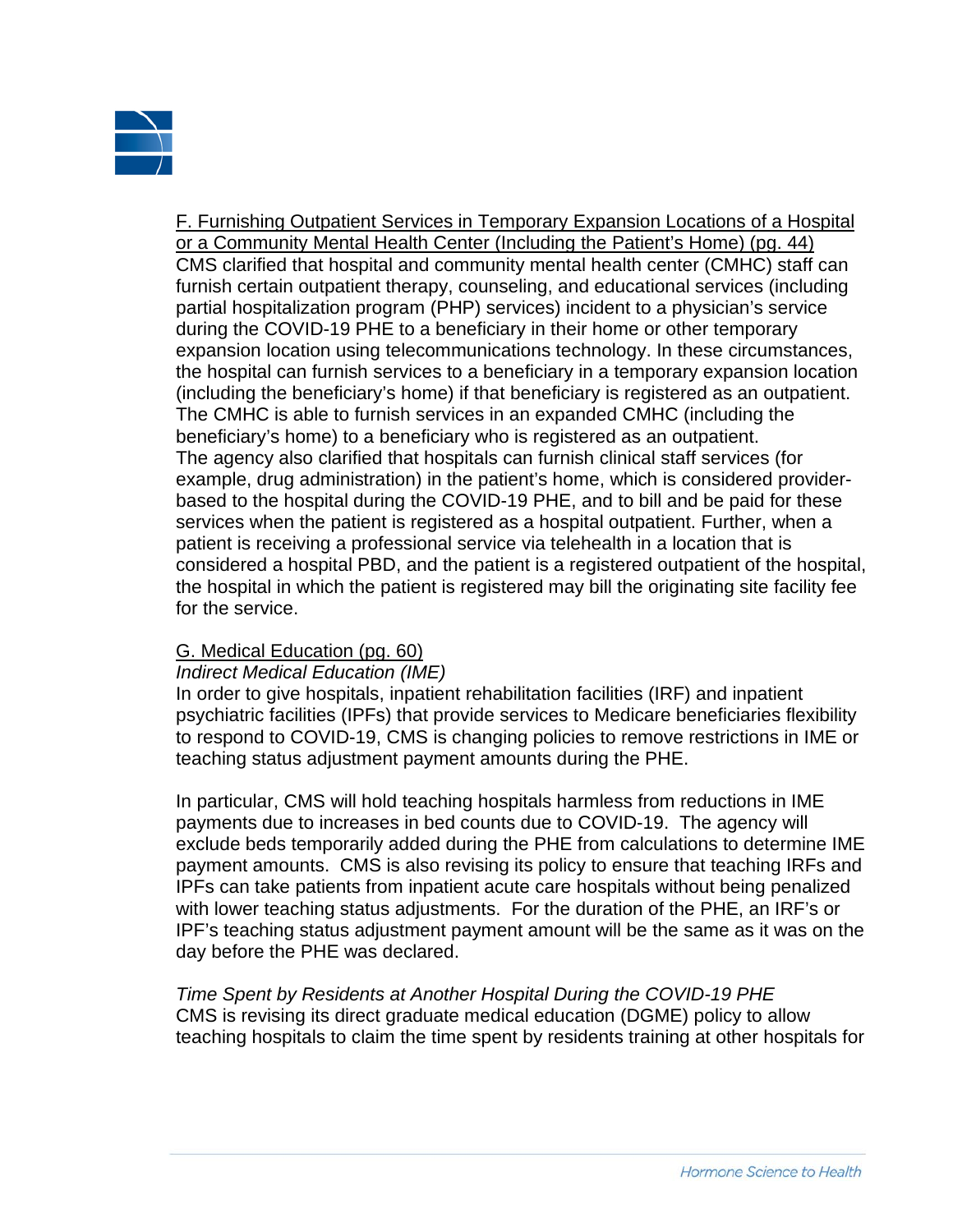<u>F. Furnishing Outpatient Services in Temporary Expansion Locations of a Hospital or a Community Mental Health Center (Including the Patient's Home) (pg. 44)</u>

CMS clarified that hospital and community mental health center (CMHC) staff can furnish certain outpatient therapy, counseling, and educational services (including partial hospitalization program (PHP) services) incident to a physician's service during the COVID-19 PHE to a beneficiary in their home or other temporary expansion location using telecommunications technology. In these circumstances, the hospital can furnish services to a beneficiary in a temporary expansion location (including the beneficiary's home) if that beneficiary is registered as an outpatient. The CMHC is able to furnish services in an expanded CMHC (including the beneficiary's home) to a beneficiary who is registered as an outpatient. The agency also clarified that hospitals can furnish clinical staff services (for example, drug administration) in the patient's home, which is considered provider-based to the hospital during the COVID-19 PHE, and to bill and be paid for these services when the patient is registered as a hospital outpatient. Further, when a patient is receiving a professional service via telehealth in a location that is considered a hospital PBD, and the patient is a registered outpatient of the hospital, the hospital in which the patient is registered may bill the originating site facility fee for the service.

<u>G. Medical Education (pg. 60)</u>

*Indirect Medical Education (IME)*

In order to give hospitals, inpatient rehabilitation facilities (IRF) and inpatient psychiatric facilities (IPFs) that provide services to Medicare beneficiaries flexibility to respond to COVID-19, CMS is changing policies to remove restrictions in IME or teaching status adjustment payment amounts during the PHE.

In particular, CMS will hold teaching hospitals harmless from reductions in IME payments due to increases in bed counts due to COVID-19. The agency will exclude beds temporarily added during the PHE from calculations to determine IME payment amounts. CMS is also revising its policy to ensure that teaching IRFs and IPFs can take patients from inpatient acute care hospitals without being penalized with lower teaching status adjustments. For the duration of the PHE, an IRF's or IPF's teaching status adjustment payment amount will be the same as it was on the day before the PHE was declared.

*Time Spent by Residents at Another Hospital During the COVID-19 PHE*

CMS is revising its direct graduate medical education (DGME) policy to allow teaching hospitals to claim the time spent by residents training at other hospitals for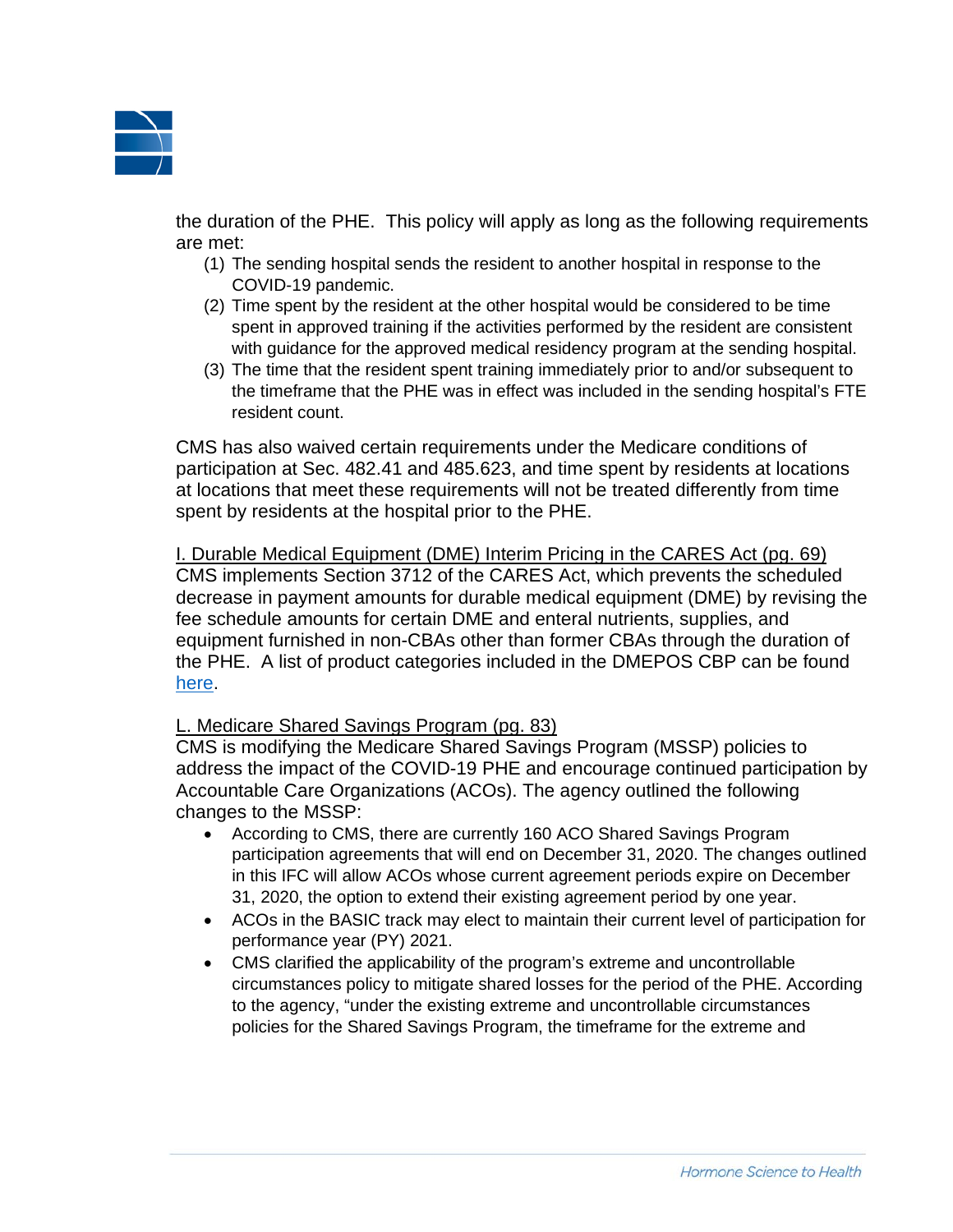the duration of the PHE. This policy will apply as long as the following requirements are met:

(1) The sending hospital sends the resident to another hospital in response to the COVID-19 pandemic.
(2) Time spent by the resident at the other hospital would be considered to be time spent in approved training if the activities performed by the resident are consistent with guidance for the approved medical residency program at the sending hospital.
(3) The time that the resident spent training immediately prior to and/or subsequent to the timeframe that the PHE was in effect was included in the sending hospital's FTE resident count.

CMS has also waived certain requirements under the Medicare conditions of participation at Sec. 482.41 and 485.623, and time spent by residents at locations at locations that meet these requirements will not be treated differently from time spent by residents at the hospital prior to the PHE.

<u>I. Durable Medical Equipment (DME) Interim Pricing in the CARES Act (pg. 69)</u>
CMS implements Section 3712 of the CARES Act, which prevents the scheduled decrease in payment amounts for durable medical equipment (DME) by revising the fee schedule amounts for certain DME and enteral nutrients, supplies, and equipment furnished in non-CBAs other than former CBAs through the duration of the PHE. A list of product categories included in the DMEPOS CBP can be found here.

<u>L. Medicare Shared Savings Program (pg. 83)</u>
CMS is modifying the Medicare Shared Savings Program (MSSP) policies to address the impact of the COVID-19 PHE and encourage continued participation by Accountable Care Organizations (ACOs). The agency outlined the following changes to the MSSP:

- According to CMS, there are currently 160 ACO Shared Savings Program participation agreements that will end on December 31, 2020. The changes outlined in this IFC will allow ACOs whose current agreement periods expire on December 31, 2020, the option to extend their existing agreement period by one year.
- ACOs in the BASIC track may elect to maintain their current level of participation for performance year (PY) 2021.
- CMS clarified the applicability of the program's extreme and uncontrollable circumstances policy to mitigate shared losses for the period of the PHE. According to the agency, "under the existing extreme and uncontrollable circumstances policies for the Shared Savings Program, the timeframe for the extreme and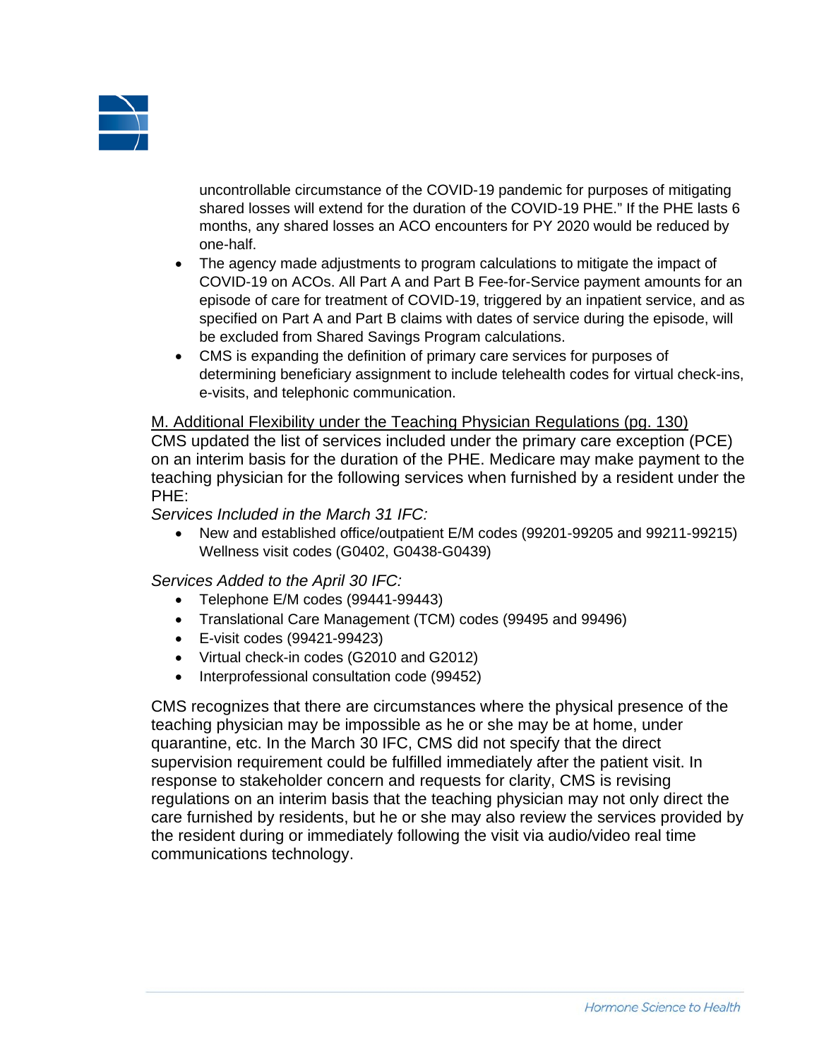uncontrollable circumstance of the COVID-19 pandemic for purposes of mitigating shared losses will extend for the duration of the COVID-19 PHE." If the PHE lasts 6 months, any shared losses an ACO encounters for PY 2020 would be reduced by one-half.

- The agency made adjustments to program calculations to mitigate the impact of COVID-19 on ACOs. All Part A and Part B Fee-for-Service payment amounts for an episode of care for treatment of COVID-19, triggered by an inpatient service, and as specified on Part A and Part B claims with dates of service during the episode, will be excluded from Shared Savings Program calculations.
- CMS is expanding the definition of primary care services for purposes of determining beneficiary assignment to include telehealth codes for virtual check-ins, e-visits, and telephonic communication.

M. Additional Flexibility under the Teaching Physician Regulations (pg. 130)

CMS updated the list of services included under the primary care exception (PCE) on an interim basis for the duration of the PHE. Medicare may make payment to the teaching physician for the following services when furnished by a resident under the PHE:

*Services Included in the March 31 IFC:*

- New and established office/outpatient E/M codes (99201-99205 and 99211-99215) Wellness visit codes (G0402, G0438-G0439)

*Services Added to the April 30 IFC:*

- Telephone E/M codes (99441-99443)
- Translational Care Management (TCM) codes (99495 and 99496)
- E-visit codes (99421-99423)
- Virtual check-in codes (G2010 and G2012)
- Interprofessional consultation code (99452)

CMS recognizes that there are circumstances where the physical presence of the teaching physician may be impossible as he or she may be at home, under quarantine, etc. In the March 30 IFC, CMS did not specify that the direct supervision requirement could be fulfilled immediately after the patient visit. In response to stakeholder concern and requests for clarity, CMS is revising regulations on an interim basis that the teaching physician may not only direct the care furnished by residents, but he or she may also review the services provided by the resident during or immediately following the visit via audio/video real time communications technology.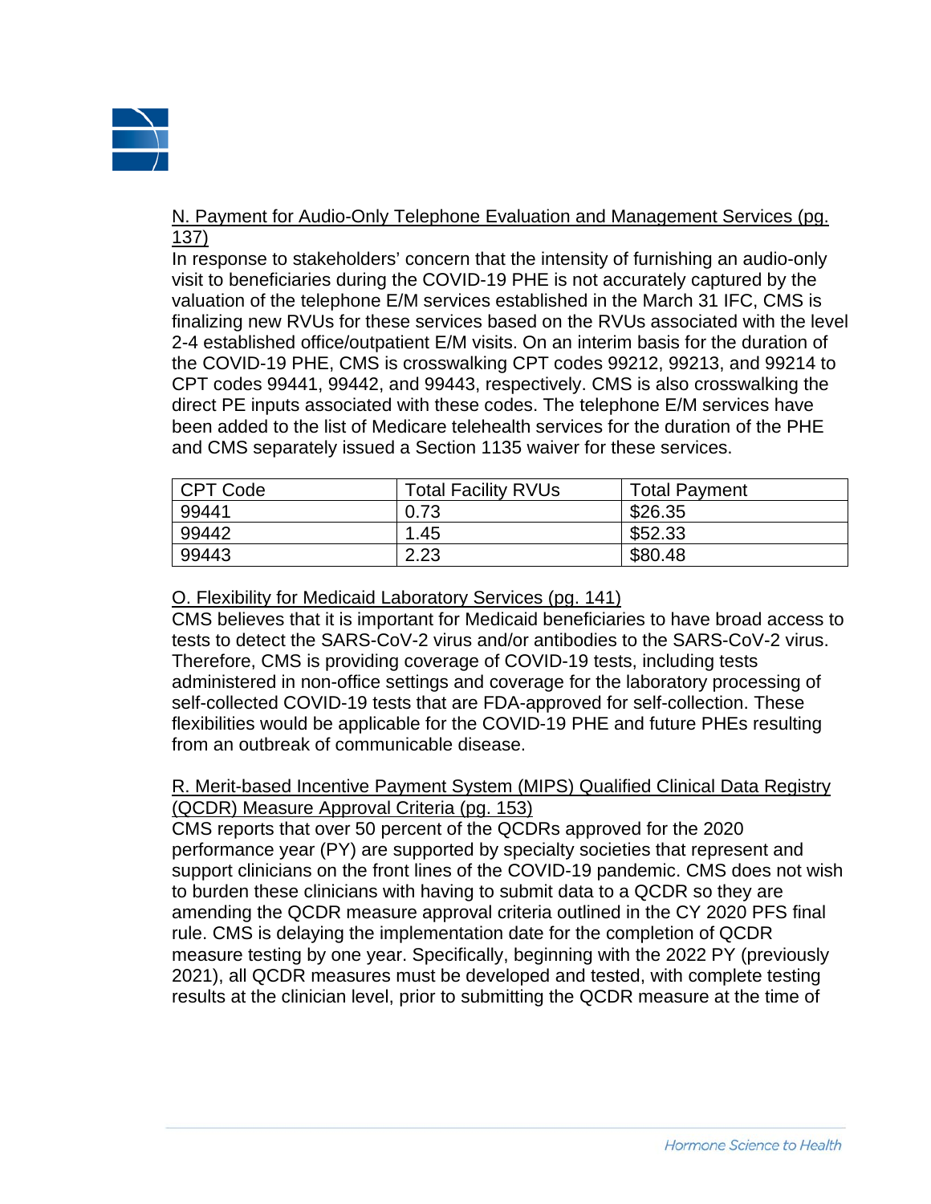N. Payment for Audio-Only Telephone Evaluation and Management Services (pg. 137)

In response to stakeholders' concern that the intensity of furnishing an audio-only visit to beneficiaries during the COVID-19 PHE is not accurately captured by the valuation of the telephone E/M services established in the March 31 IFC, CMS is finalizing new RVUs for these services based on the RVUs associated with the level 2-4 established office/outpatient E/M visits. On an interim basis for the duration of the COVID-19 PHE, CMS is crosswalking CPT codes 99212, 99213, and 99214 to CPT codes 99441, 99442, and 99443, respectively. CMS is also crosswalking the direct PE inputs associated with these codes. The telephone E/M services have been added to the list of Medicare telehealth services for the duration of the PHE and CMS separately issued a Section 1135 waiver for these services.

| CPT Code | Total Facility RVUs | Total Payment |
|---|---|---|
| 99441 | 0.73 | $26.35 |
| 99442 | 1.45 | $52.33 |
| 99443 | 2.23 | $80.48 |

O. Flexibility for Medicaid Laboratory Services (pg. 141)

CMS believes that it is important for Medicaid beneficiaries to have broad access to tests to detect the SARS-CoV-2 virus and/or antibodies to the SARS-CoV-2 virus. Therefore, CMS is providing coverage of COVID-19 tests, including tests administered in non-office settings and coverage for the laboratory processing of self-collected COVID-19 tests that are FDA-approved for self-collection. These flexibilities would be applicable for the COVID-19 PHE and future PHEs resulting from an outbreak of communicable disease.

R. Merit-based Incentive Payment System (MIPS) Qualified Clinical Data Registry (QCDR) Measure Approval Criteria (pg. 153)

CMS reports that over 50 percent of the QCDRs approved for the 2020 performance year (PY) are supported by specialty societies that represent and support clinicians on the front lines of the COVID-19 pandemic. CMS does not wish to burden these clinicians with having to submit data to a QCDR so they are amending the QCDR measure approval criteria outlined in the CY 2020 PFS final rule. CMS is delaying the implementation date for the completion of QCDR measure testing by one year. Specifically, beginning with the 2022 PY (previously 2021), all QCDR measures must be developed and tested, with complete testing results at the clinician level, prior to submitting the QCDR measure at the time of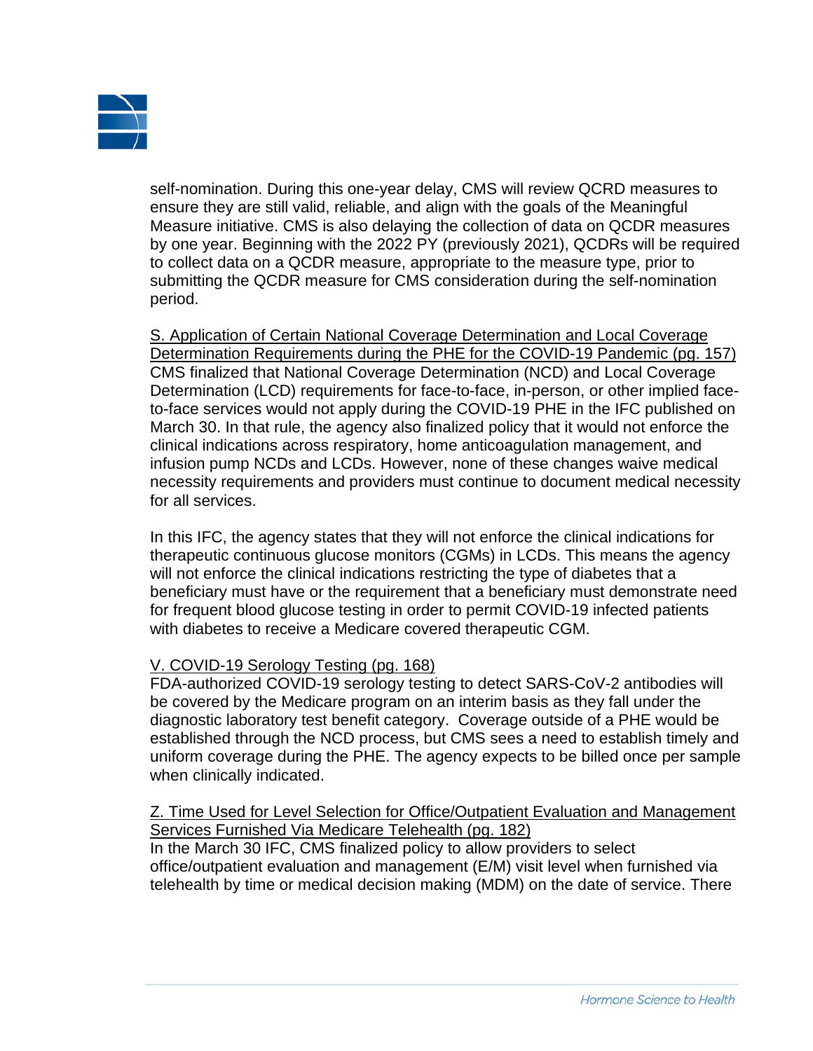self-nomination. During this one-year delay, CMS will review QCRD measures to ensure they are still valid, reliable, and align with the goals of the Meaningful Measure initiative. CMS is also delaying the collection of data on QCDR measures by one year. Beginning with the 2022 PY (previously 2021), QCDRs will be required to collect data on a QCDR measure, appropriate to the measure type, prior to submitting the QCDR measure for CMS consideration during the self-nomination period.

S. Application of Certain National Coverage Determination and Local Coverage Determination Requirements during the PHE for the COVID-19 Pandemic (pg. 157)
CMS finalized that National Coverage Determination (NCD) and Local Coverage Determination (LCD) requirements for face-to-face, in-person, or other implied face-to-face services would not apply during the COVID-19 PHE in the IFC published on March 30. In that rule, the agency also finalized policy that it would not enforce the clinical indications across respiratory, home anticoagulation management, and infusion pump NCDs and LCDs. However, none of these changes waive medical necessity requirements and providers must continue to document medical necessity for all services.

In this IFC, the agency states that they will not enforce the clinical indications for therapeutic continuous glucose monitors (CGMs) in LCDs. This means the agency will not enforce the clinical indications restricting the type of diabetes that a beneficiary must have or the requirement that a beneficiary must demonstrate need for frequent blood glucose testing in order to permit COVID-19 infected patients with diabetes to receive a Medicare covered therapeutic CGM.

V. COVID-19 Serology Testing (pg. 168)
FDA-authorized COVID-19 serology testing to detect SARS-CoV-2 antibodies will be covered by the Medicare program on an interim basis as they fall under the diagnostic laboratory test benefit category. Coverage outside of a PHE would be established through the NCD process, but CMS sees a need to establish timely and uniform coverage during the PHE. The agency expects to be billed once per sample when clinically indicated.

Z. Time Used for Level Selection for Office/Outpatient Evaluation and Management Services Furnished Via Medicare Telehealth (pg. 182)
In the March 30 IFC, CMS finalized policy to allow providers to select office/outpatient evaluation and management (E/M) visit level when furnished via telehealth by time or medical decision making (MDM) on the date of service. There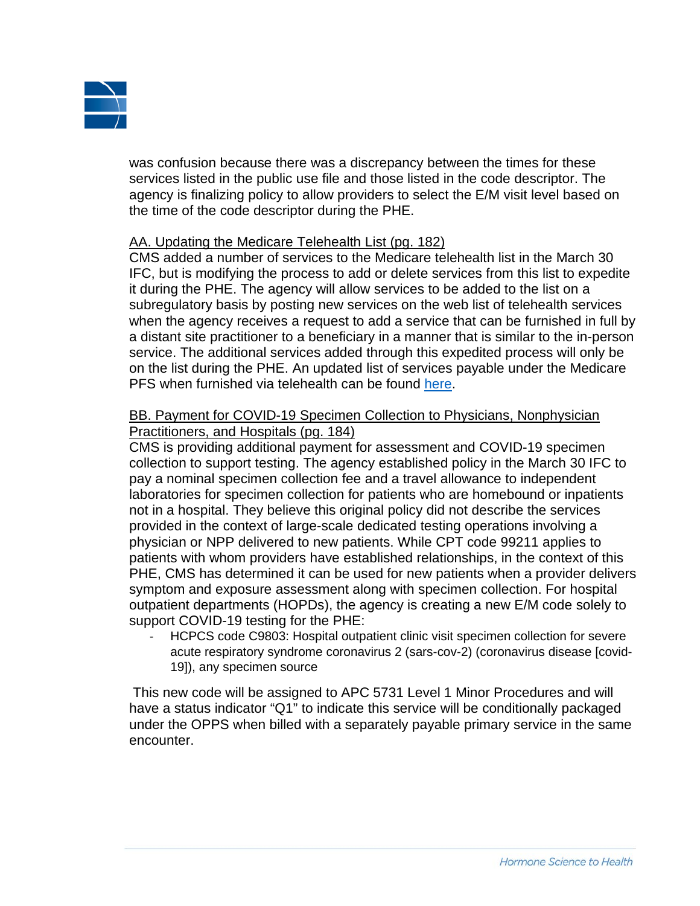was confusion because there was a discrepancy between the times for these services listed in the public use file and those listed in the code descriptor. The agency is finalizing policy to allow providers to select the E/M visit level based on the time of the code descriptor during the PHE.

AA. Updating the Medicare Telehealth List (pg. 182)

CMS added a number of services to the Medicare telehealth list in the March 30 IFC, but is modifying the process to add or delete services from this list to expedite it during the PHE. The agency will allow services to be added to the list on a subregulatory basis by posting new services on the web list of telehealth services when the agency receives a request to add a service that can be furnished in full by a distant site practitioner to a beneficiary in a manner that is similar to the in-person service. The additional services added through this expedited process will only be on the list during the PHE. An updated list of services payable under the Medicare PFS when furnished via telehealth can be found here.

BB. Payment for COVID-19 Specimen Collection to Physicians, Nonphysician Practitioners, and Hospitals (pg. 184)

CMS is providing additional payment for assessment and COVID-19 specimen collection to support testing. The agency established policy in the March 30 IFC to pay a nominal specimen collection fee and a travel allowance to independent laboratories for specimen collection for patients who are homebound or inpatients not in a hospital. They believe this original policy did not describe the services provided in the context of large-scale dedicated testing operations involving a physician or NPP delivered to new patients. While CPT code 99211 applies to patients with whom providers have established relationships, in the context of this PHE, CMS has determined it can be used for new patients when a provider delivers symptom and exposure assessment along with specimen collection. For hospital outpatient departments (HOPDs), the agency is creating a new E/M code solely to support COVID-19 testing for the PHE:

- HCPCS code C9803: Hospital outpatient clinic visit specimen collection for severe acute respiratory syndrome coronavirus 2 (sars-cov-2) (coronavirus disease [covid-19]), any specimen source

This new code will be assigned to APC 5731 Level 1 Minor Procedures and will have a status indicator "Q1" to indicate this service will be conditionally packaged under the OPPS when billed with a separately payable primary service in the same encounter.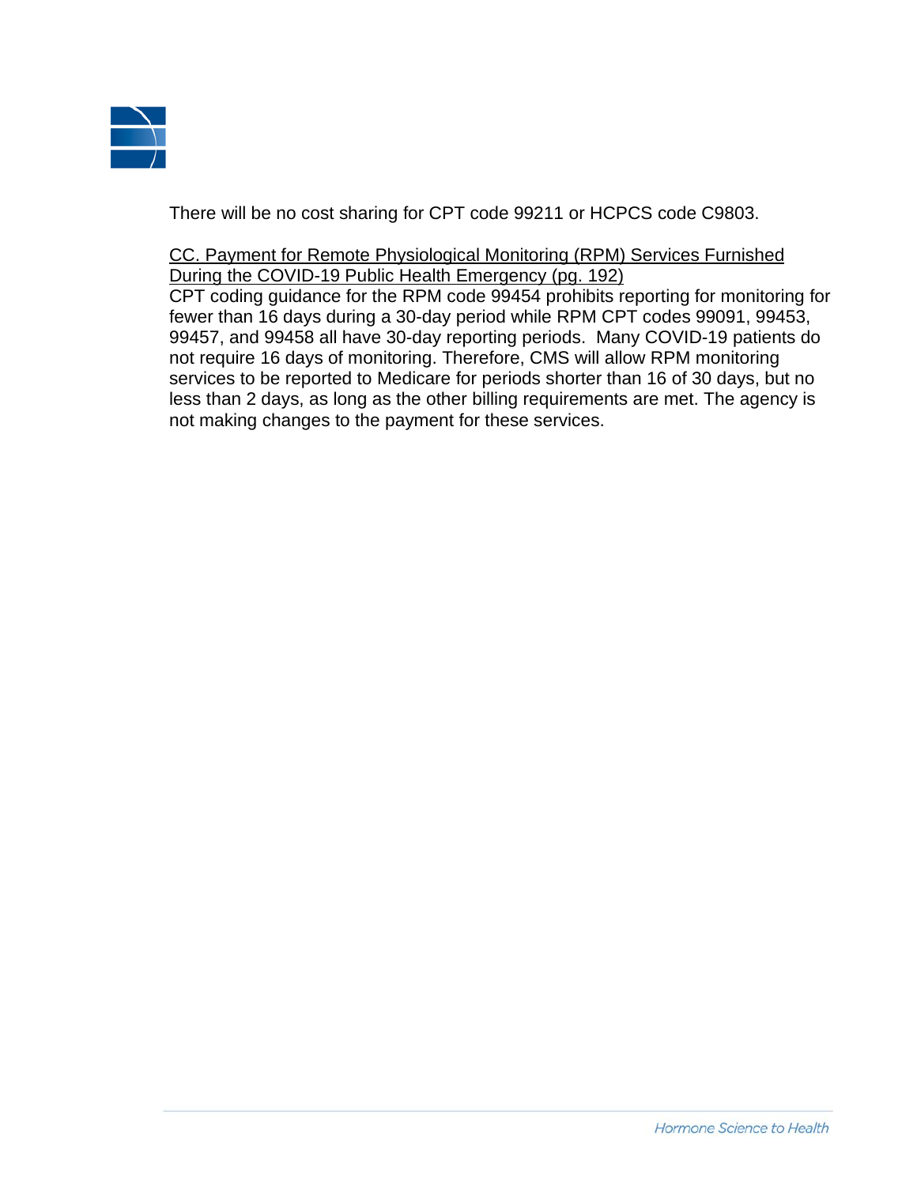There will be no cost sharing for CPT code 99211 or HCPCS code C9803.

CC. Payment for Remote Physiological Monitoring (RPM) Services Furnished During the COVID-19 Public Health Emergency (pg. 192)

CPT coding guidance for the RPM code 99454 prohibits reporting for monitoring for fewer than 16 days during a 30-day period while RPM CPT codes 99091, 99453, 99457, and 99458 all have 30-day reporting periods. Many COVID-19 patients do not require 16 days of monitoring. Therefore, CMS will allow RPM monitoring services to be reported to Medicare for periods shorter than 16 of 30 days, but no less than 2 days, as long as the other billing requirements are met. The agency is not making changes to the payment for these services.